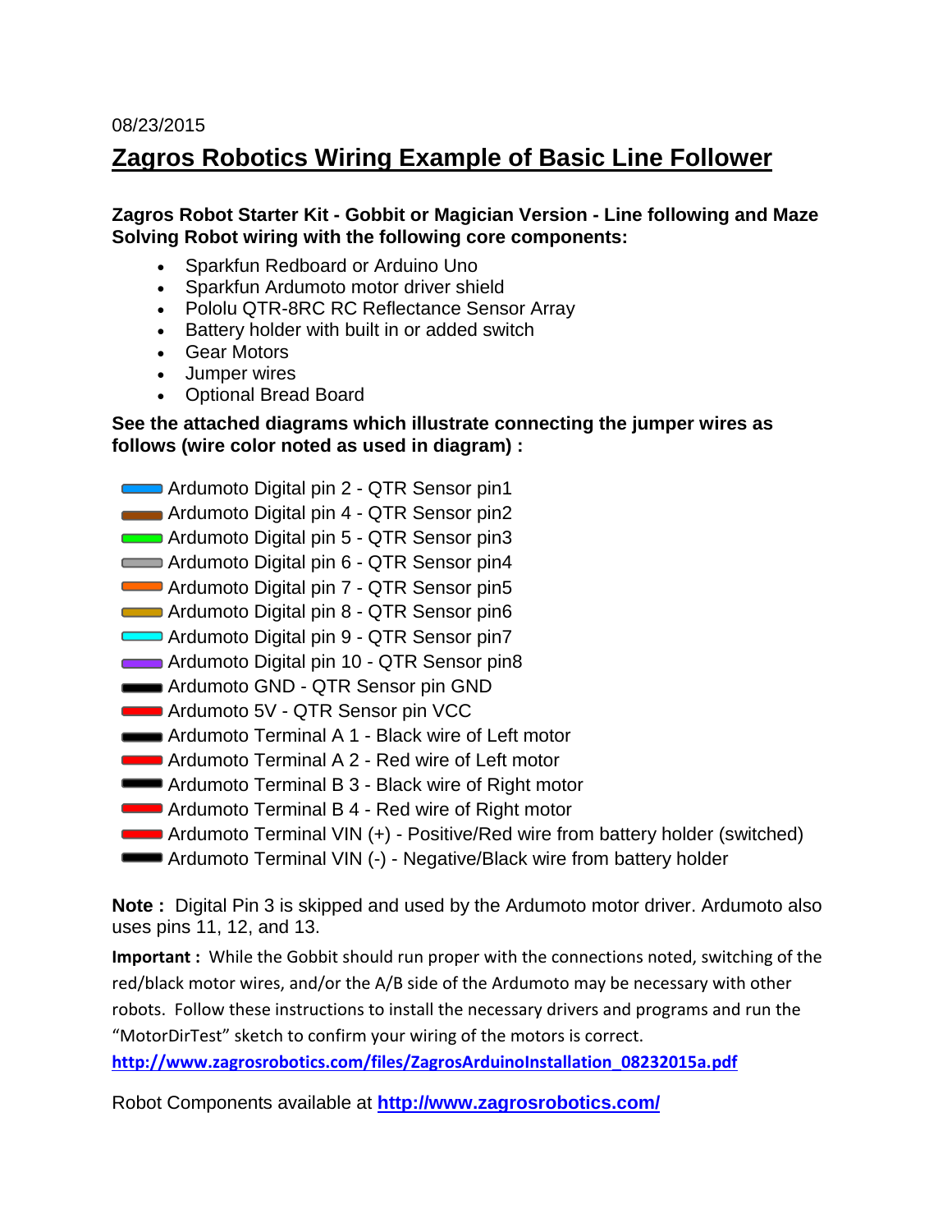08/23/2015

# Zagros Robotics Wiring Example of Basic Line Follower

**Zagros Robot Starter Kit - Gobbit or Magician Version - Line following and Maze Solving Robot wiring with the following core components:**

- Sparkfun Redboard or Arduino Uno
- Sparkfun Ardumoto motor driver shield
- Pololu QTR-8RC RC Reflectance Sensor Array
- Battery holder with built in or added switch
- Gear Motors
- Jumper wires
- Optional Bread Board

**See the attached diagrams which illustrate connecting the jumper wires as follows (wire color noted as used in diagram) :**

- Ardumoto Digital pin 2 - QTR Sensor pin1
- Ardumoto Digital pin 4 - QTR Sensor pin2
- Ardumoto Digital pin 5 - QTR Sensor pin3
- Ardumoto Digital pin 6 - QTR Sensor pin4
- Ardumoto Digital pin 7 - QTR Sensor pin5
- Ardumoto Digital pin 8 - QTR Sensor pin6
- Ardumoto Digital pin 9 - QTR Sensor pin7
- Ardumoto Digital pin 10 - QTR Sensor pin8
- Ardumoto GND - QTR Sensor pin GND
- Ardumoto 5V - QTR Sensor pin VCC
- Ardumoto Terminal A 1 - Black wire of Left motor
- Ardumoto Terminal A 2 - Red wire of Left motor
- Ardumoto Terminal B 3 - Black wire of Right motor
- Ardumoto Terminal B 4 - Red wire of Right motor
- Ardumoto Terminal VIN (+) - Positive/Red wire from battery holder (switched)
- Ardumoto Terminal VIN (-) - Negative/Black wire from battery holder

**Note :** Digital Pin 3 is skipped and used by the Ardumoto motor driver. Ardumoto also uses pins 11, 12, and 13.

**Important :** While the Gobbit should run proper with the connections noted, switching of the red/black motor wires, and/or the A/B side of the Ardumoto may be necessary with other robots. Follow these instructions to install the necessary drivers and programs and run the "MotorDirTest" sketch to confirm your wiring of the motors is correct.

**http://www.zagrosrobotics.com/files/ZagrosArduinoInstallation_08232015a.pdf**

Robot Components available at **http://www.zagrosrobotics.com/**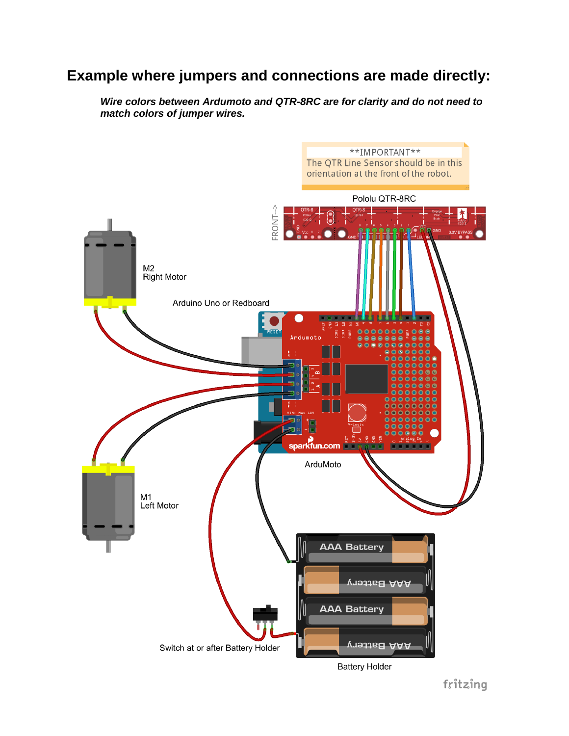# Example where jumpers and connections are made directly:

***Wire colors between Ardumoto and QTR-8RC are for clarity and do not need to match colors of jumper wires.***

**IMPORTANT**
The QTR Line Sensor should be in this orientation at the front of the robot.

Pololu QTR-8RC

FRONT-->

M2
Right Motor

Arduino Uno or Redboard

M1
Left Motor

ArduMoto

Switch at or after Battery Holder

Battery Holder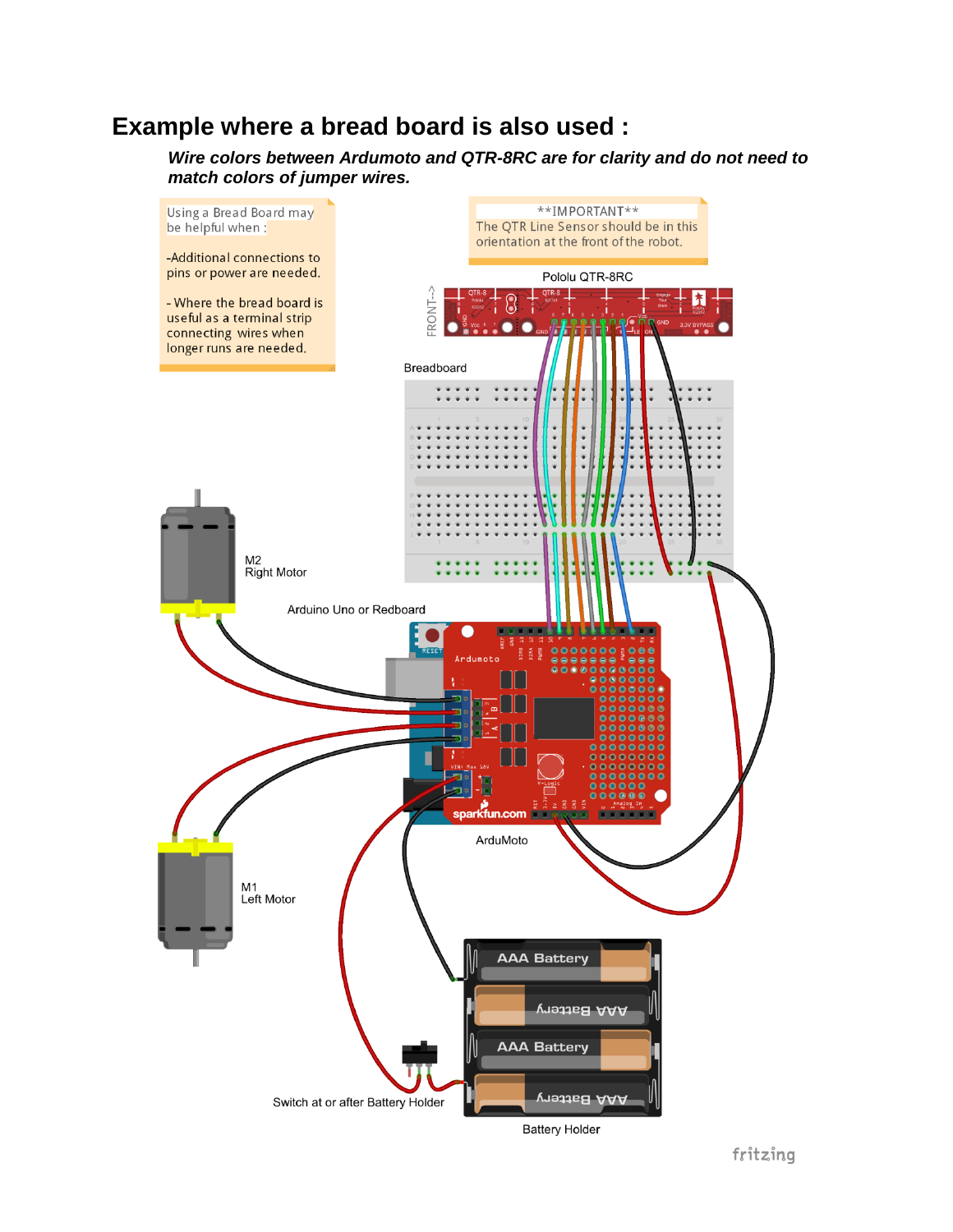# Example where a bread board is also used :

***Wire colors between Ardumoto and QTR-8RC are for clarity and do not need to match colors of jumper wires.***

Using a Bread Board may be helpful when :

-Additional connections to pins or power are needed.

- Where the bread board is useful as a terminal strip connecting wires when longer runs are needed.

**IMPORTANT**
The QTR Line Sensor should be in this orientation at the front of the robot.

Pololu QTR-8RC

FRONT-->

Breadboard

M2
Right Motor

Arduino Uno or Redboard

ArduMoto

M1
Left Motor

Switch at or after Battery Holder

Battery Holder

fritzing